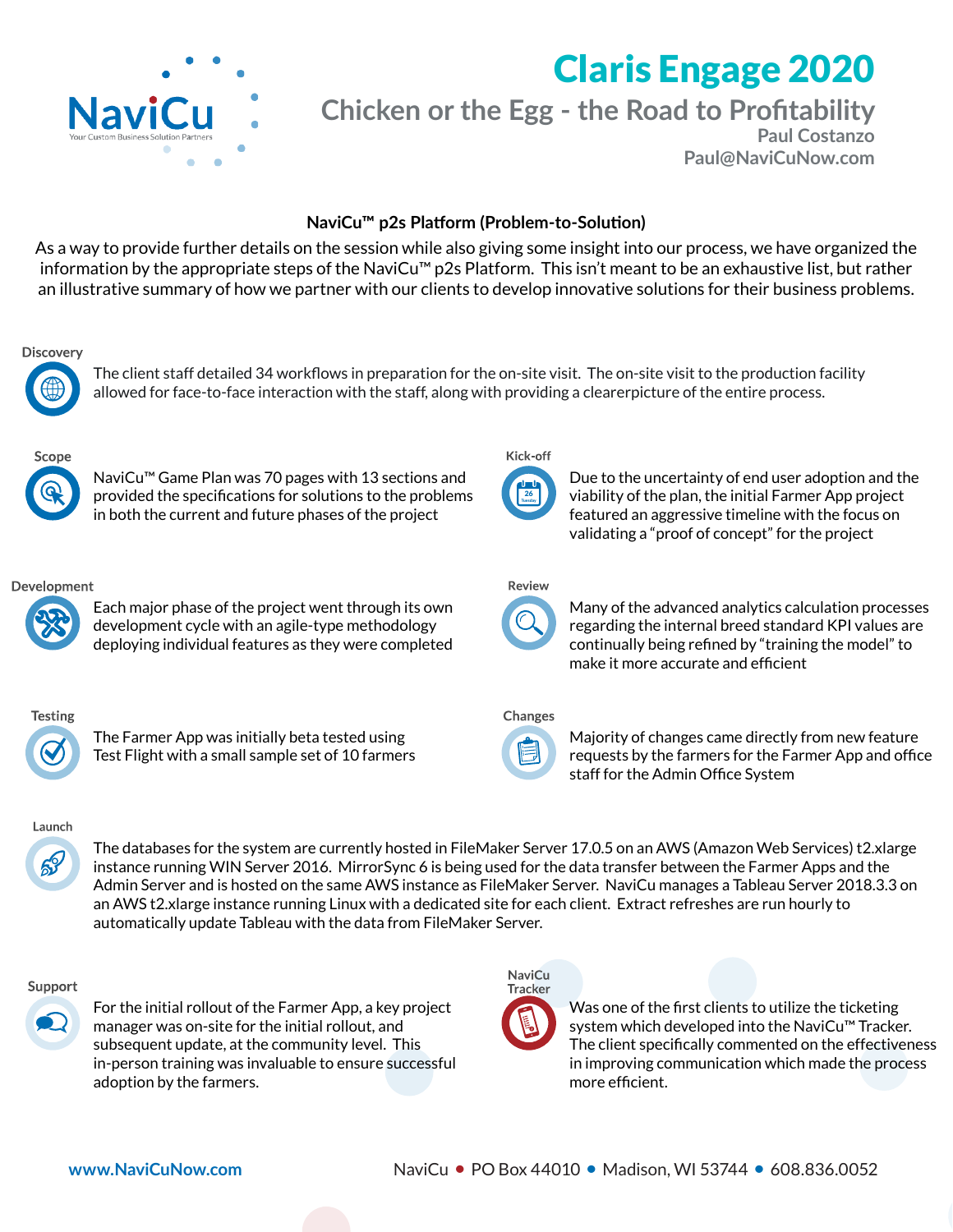NaviCu

Your Custom Business Solution Partners

# Claris Engage 2020

## Chicken or the Egg - the Road to Profitability

Paul Costanzo
Paul@NaviCuNow.com

### NaviCu™ p2s Platform (Problem-to-Solution)

As a way to provide further details on the session while also giving some insight into our process, we have organized the information by the appropriate steps of the NaviCu™ p2s Platform. This isn't meant to be an exhaustive list, but rather an illustrative summary of how we partner with our clients to develop innovative solutions for their business problems.

**Discovery**

The client staff detailed 34 workflows in preparation for the on-site visit. The on-site visit to the production facility allowed for face-to-face interaction with the staff, along with providing a clearerpicture of the entire process.

**Scope**

NaviCu™ Game Plan was 70 pages with 13 sections and provided the specifications for solutions to the problems in both the current and future phases of the project

**Kick-off**

Due to the uncertainty of end user adoption and the viability of the plan, the initial Farmer App project featured an aggressive timeline with the focus on validating a "proof of concept" for the project

**Development**

Each major phase of the project went through its own development cycle with an agile-type methodology deploying individual features as they were completed

**Review**

Many of the advanced analytics calculation processes regarding the internal breed standard KPI values are continually being refined by "training the model" to make it more accurate and efficient

**Testing**

The Farmer App was initially beta tested using Test Flight with a small sample set of 10 farmers

**Changes**

Majority of changes came directly from new feature requests by the farmers for the Farmer App and office staff for the Admin Office System

**Launch**

The databases for the system are currently hosted in FileMaker Server 17.0.5 on an AWS (Amazon Web Services) t2.xlarge instance running WIN Server 2016. MirrorSync 6 is being used for the data transfer between the Farmer Apps and the Admin Server and is hosted on the same AWS instance as FileMaker Server. NaviCu manages a Tableau Server 2018.3.3 on an AWS t2.xlarge instance running Linux with a dedicated site for each client. Extract refreshes are run hourly to automatically update Tableau with the data from FileMaker Server.

**Support**

For the initial rollout of the Farmer App, a key project manager was on-site for the initial rollout, and subsequent update, at the community level. This in-person training was invaluable to ensure successful adoption by the farmers.

**NaviCu Tracker**

Was one of the first clients to utilize the ticketing system which developed into the NaviCu™ Tracker. The client specifically commented on the effectiveness in improving communication which made the process more efficient.

www.NaviCuNow.com NaviCu • PO Box 44010 • Madison, WI 53744 • 608.836.0052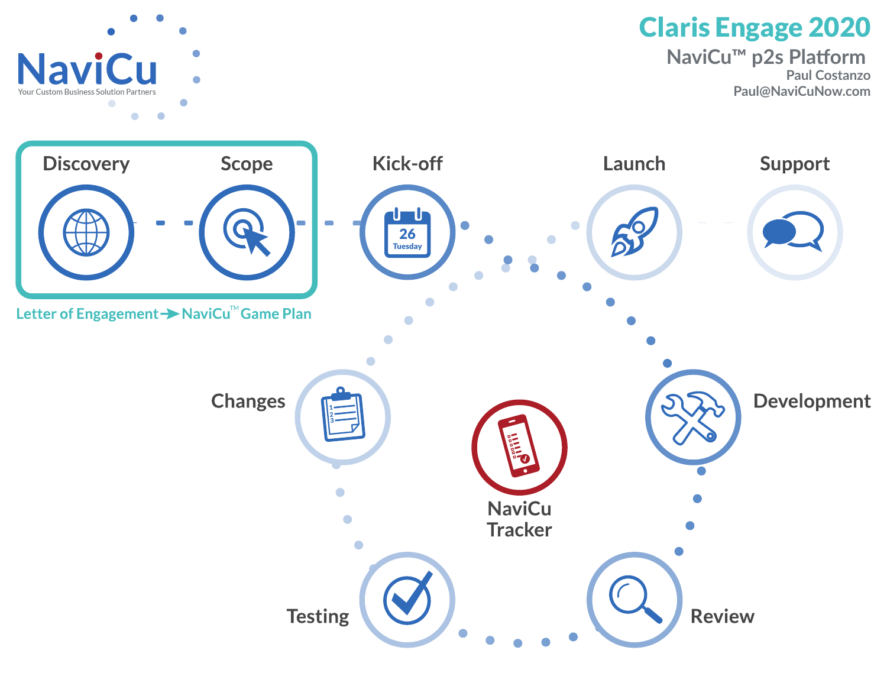# Claris Engage 2020

## NaviCu™ p2s Platform

Paul Costanzo
Paul@NaviCuNow.com

NaviCu
Your Custom Business Solution Partners

Discovery

Scope

Letter of Engagement ➔ NaviCu™ Game Plan

Kick-off

26
Tuesday

Launch

Support

Development

Review

Testing

Changes

NaviCu Tracker